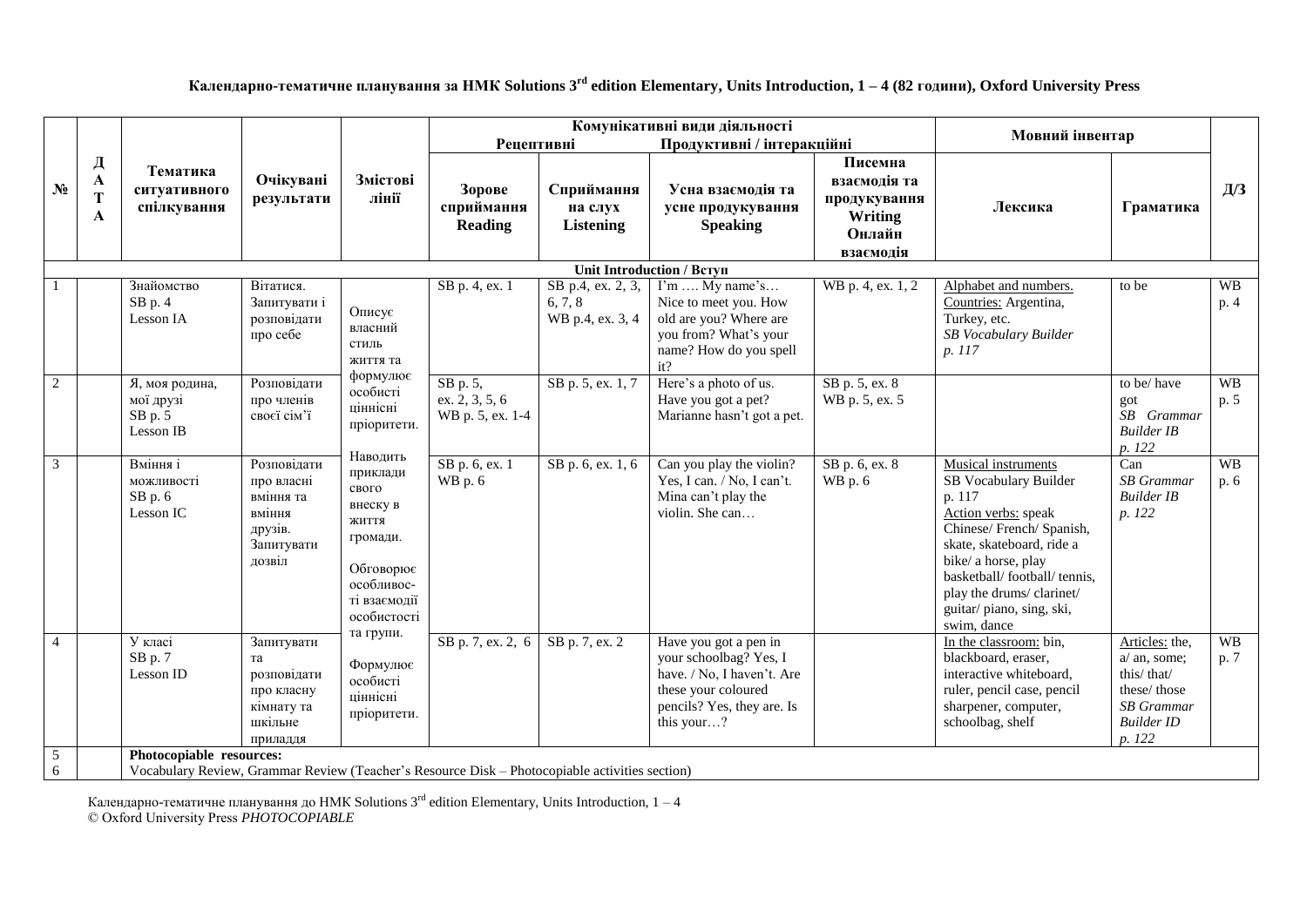## Календарно-тематичне планування за НМК Solutions 3rd edition Elementary, Units Introduction, 1 – 4 (82 години), Oxford University Press

| № | ДАТА | Тематика ситуативного спілкування | Очікувані результати | Змістові лінії | Комунікативні види діяльності | | | | Мовний інвентар | | Д/З |
|---|---|---|---|---|---|---|---|---|---|---|---|
| | | | | | Рецептивні | | Продуктивні / інтеракційні | | | | |
| | | | | | Зорове сприймання Reading | Сприймання на слух Listening | Усна взаємодія та усне продукування Speaking | Писемна взаємодія та продукування Writing Онлайн взаємодія | Лексика | Граматика | |
| **Unit Introduction / Вступ** | | | | | | | | | | | |
| 1 | | Знайомство SB p. 4 Lesson IA | Вітатися. Запитувати і розповідати про себе | Описує власний стиль життя та формулює особисті ціннісні пріоритети. Наводить приклади свого внеску в життя громади. Обговорює особливості взаємодії особистості та групи. Формулює особисті ціннісні пріоритети. | SB p. 4, ex. 1 | SB p.4, ex. 2, 3, 6, 7, 8 WB p.4, ex. 3, 4 | I'm …. My name's… Nice to meet you. How old are you? Where are you from? What's your name? How do you spell it? | WB p. 4, ex. 1, 2 | Alphabet and numbers. Countries: Argentina, Turkey, etc. *SB Vocabulary Builder p. 117* | to be | WB p. 4 |
| 2 | | Я, моя родина, мої друзі SB p. 5 Lesson IB | Розповідати про членів своєї сім'ї | | SB p. 5, ex. 2, 3, 5, 6 WB p. 5, ex. 1-4 | SB p. 5, ex. 1, 7 | Here's a photo of us. Have you got a pet? Marianne hasn't got a pet. | SB p. 5, ex. 8 WB p. 5, ex. 5 | | to be/ have got *SB Grammar Builder IB p. 122* | WB p. 5 |
| 3 | | Вміння і можливості SB p. 6 Lesson IC | Розповідати про власні вміння та вміння друзів. Запитувати дозвіл | | SB p. 6, ex. 1 WB p. 6 | SB p. 6, ex. 1, 6 | Can you play the violin? Yes, I can. / No, I can't. Mina can't play the violin. She can… | SB p. 6, ex. 8 WB p. 6 | Musical instruments SB Vocabulary Builder p. 117 Action verbs: speak Chinese/ French/ Spanish, skate, skateboard, ride a bike/ a horse, play basketball/ football/ tennis, play the drums/ clarinet/ guitar/ piano, sing, ski, swim, dance | Can *SB Grammar Builder IB p. 122* | WB p. 6 |
| 4 | | У класі SB p. 7 Lesson ID | Запитувати та розповідати про класну кімнату та шкільне приладдя | | SB p. 7, ex. 2, 6 | SB p. 7, ex. 2 | Have you got a pen in your schoolbag? Yes, I have. / No, I haven't. Are these your coloured pencils? Yes, they are. Is this your…? | | In the classroom: bin, blackboard, eraser, interactive whiteboard, ruler, pencil case, pencil sharpener, computer, schoolbag, shelf | Articles: the, a/ an, some; this/ that/ these/ those *SB Grammar Builder ID p. 122* | WB p. 7 |
| 5<br>6 | | **Photocopiable resources:** Vocabulary Review, Grammar Review (Teacher's Resource Disk – Photocopiable activities section) | | | | | | | | | |

Календарно-тематичне планування до НМК Solutions 3rd edition Elementary, Units Introduction, 1 – 4
© Oxford University Press *PHOTOCOPIABLE*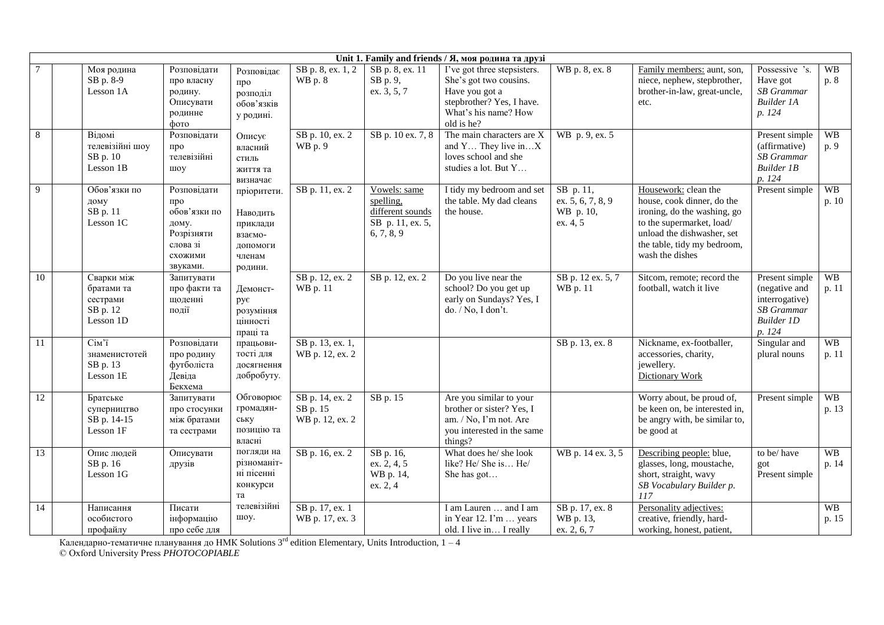| Unit 1. Family and friends / Я, моя родина та друзі | | | | | | | | | | | |
|---|---|---|---|---|---|---|---|---|---|---|---|
| 7 | | Моя родина SB p. 8-9 Lesson 1A | Розповідати про власну родину. Описувати родинне фото | Розповідає про розподіл обов'язків у родині. Описує власний стиль життя та визначає пріоритети. Наводить приклади взаємодопомоги членам родини. Демонструє розуміння цінності праці та працьовитості для досягнення добробуту. Обговорює громадянську позицію та власні погляди на різноманітні пісенні конкурси та телевізійні шоу. | SB p. 8, ex. 1, 2 WB p. 8 | SB p. 8, ex. 11 SB p. 9, ex. 3, 5, 7 | I've got three stepsisters. She's got two cousins. Have you got a stepbrother? Yes, I have. What's his name? How old is he? | WB p. 8, ex. 8 | Family members: aunt, son, niece, nephew, stepbrother, brother-in-law, great-uncle, etc. | Possessive 's. Have got *SB Grammar Builder 1A p. 124* | WB p. 8 |
| 8 | | Відомі телевізійні шоу SB p. 10 Lesson 1B | Розповідати про телевізійні шоу | | SB p. 10, ex. 2 WB p. 9 | SB p. 10 ex. 7, 8 | The main characters are X and Y… They live in…X loves school and she studies a lot. But Y… | WB p. 9, ex. 5 | | Present simple (affirmative) *SB Grammar Builder 1B p. 124* | WB p. 9 |
| 9 | | Обов'язки по дому SB p. 11 Lesson 1C | Розповідати про обов'язки по дому. Розрізняти слова зі схожими звуками. | | SB p. 11, ex. 2 | Vowels: same spelling, different sounds SB p. 11, ex. 5, 6, 7, 8, 9 | I tidy my bedroom and set the table. My dad cleans the house. | SB p. 11, ex. 5, 6, 7, 8, 9 WB p. 10, ex. 4, 5 | Housework: clean the house, cook dinner, do the ironing, do the washing, go to the supermarket, load/ unload the dishwasher, set the table, tidy my bedroom, wash the dishes | Present simple | WB p. 10 |
| 10 | | Сварки між братами та сестрами SB p. 12 Lesson 1D | Запитувати про факти та щоденні події | | SB p. 12, ex. 2 WB p. 11 | SB p. 12, ex. 2 | Do you live near the school? Do you get up early on Sundays? Yes, I do. / No, I don't. | SB p. 12 ex. 5, 7 WB p. 11 | Sitcom, remote; record the football, watch it live | Present simple (negative and interrogative) *SB Grammar Builder 1D p. 124* | WB p. 11 |
| 11 | | Сім'ї знаменистотей SB p. 13 Lesson 1E | Розповідати про родину футболіста Девіда Бекхема | | SB p. 13, ex. 1, WB p. 12, ex. 2 | | | SB p. 13, ex. 8 | Nickname, ex-footballer, accessories, charity, jewellery. Dictionary Work | Singular and plural nouns | WB p. 11 |
| 12 | | Братське суперництво SB p. 14-15 Lesson 1F | Запитувати про стосунки між братами та сестрами | | SB p. 14, ex. 2 SB p. 15 WB p. 12, ex. 2 | SB p. 15 | Are you similar to your brother or sister? Yes, I am. / No, I'm not. Are you interested in the same things? | | Worry about, be proud of, be keen on, be interested in, be angry with, be similar to, be good at | Present simple | WB p. 13 |
| 13 | | Опис людей SB p. 16 Lesson 1G | Описувати друзів | | SB p. 16, ex. 2 | SB p. 16, ex. 2, 4, 5 WB p. 14, ex. 2, 4 | What does he/ she look like? He/ She is… He/ She has got… | WB p. 14 ex. 3, 5 | Describing people: blue, glasses, long, moustache, short, straight, wavy *SB Vocabulary Builder p. 117* | to be/ have got Present simple | WB p. 14 |
| 14 | | Написання особистого профайлу | Писати інформацію про себе для | | SB p. 17, ex. 1 WB p. 17, ex. 3 | | I am Lauren … and I am in Year 12. I'm … years old. I live in… I really | SB p. 17, ex. 8 WB p. 13, ex. 2, 6, 7 | Personality adjectives: creative, friendly, hard-working, honest, patient, | | WB p. 15 |

Календарно-тематичне планування до НМК Solutions 3rd edition Elementary, Units Introduction, 1 – 4
© Oxford University Press *PHOTOCOPIABLE*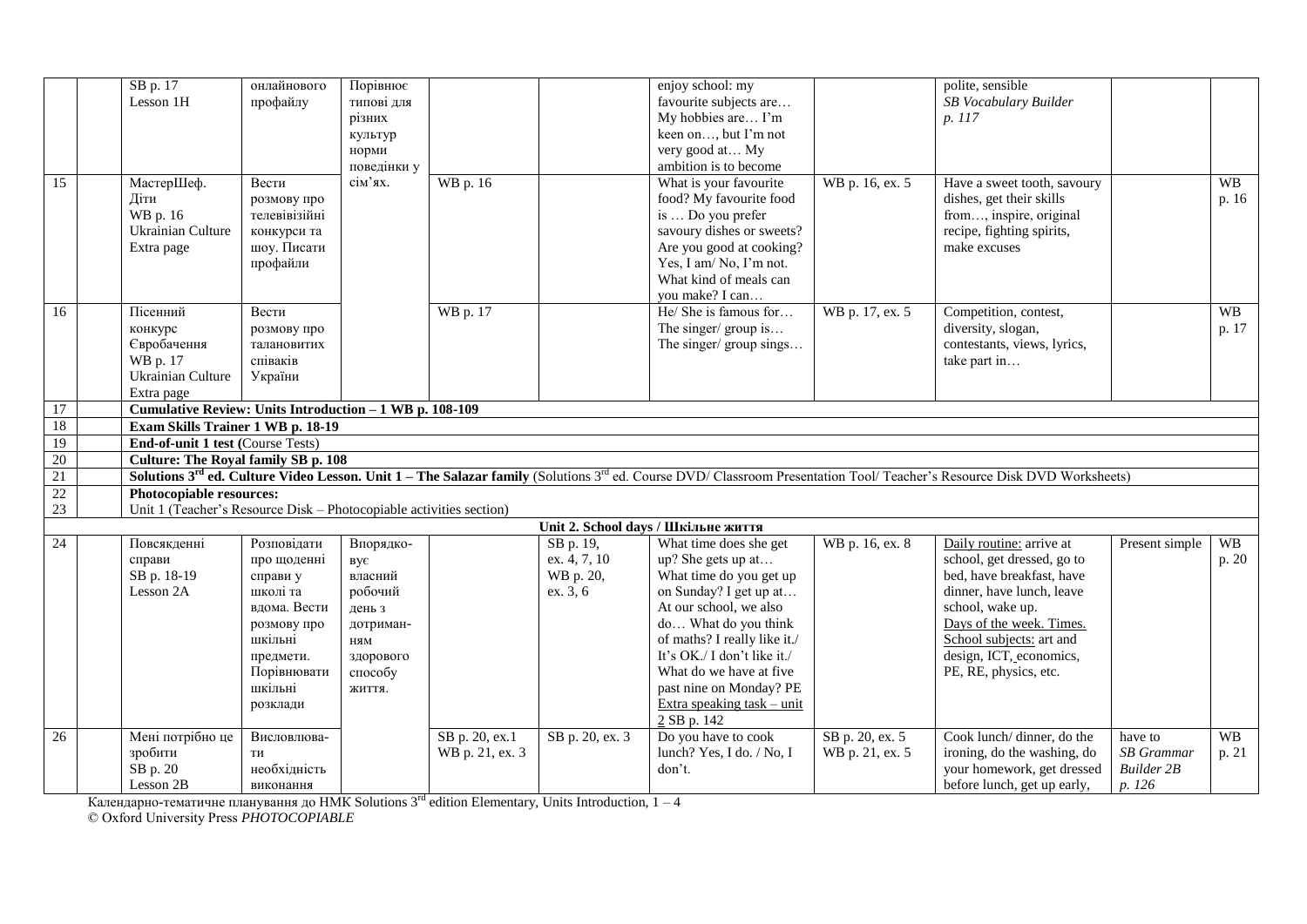| | | | | | | | | | | | |
|---|---|---|---|---|---|---|---|---|---|---|---|
| | | SB p. 17 Lesson 1H | онлайнового профайлу | Порівнює типові для різних культур норми поведінки у сім'ях. | | | enjoy school: my favourite subjects are… My hobbies are… I'm keen on…, but I'm not very good at… My ambition is to become | | polite, sensible *SB Vocabulary Builder p. 117* | | |
| 15 | | МастерШеф. Діти WB p. 16 Ukrainian Culture Extra page | Вести розмову про телевізійні конкурси та шоу. Писати профайли | | WB p. 16 | | What is your favourite food? My favourite food is … Do you prefer savoury dishes or sweets? Are you good at cooking? Yes, I am/ No, I'm not. What kind of meals can you make? I can… | WB p. 16, ex. 5 | Have a sweet tooth, savoury dishes, get their skills from…, inspire, original recipe, fighting spirits, make excuses | | WB p. 16 |
| 16 | | Пісенний конкурс Євробачення WB p. 17 Ukrainian Culture Extra page | Вести розмову про талановитих співаків України | | WB p. 17 | | He/ She is famous for… The singer/ group is… The singer/ group sings… | WB p. 17, ex. 5 | Competition, contest, diversity, slogan, contestants, views, lyrics, take part in… | | WB p. 17 |
| 17 | | **Cumulative Review: Units Introduction – 1 WB p. 108-109** | | | | | | | | | |
| 18 | | **Exam Skills Trainer 1 WB p. 18-19** | | | | | | | | | |
| 19 | | **End-of-unit 1 test (**Course Tests) | | | | | | | | | |
| 20 | | **Culture: The Royal family SB p. 108** | | | | | | | | | |
| 21 | | **Solutions 3rd ed. Culture Video Lesson. Unit 1 – The Salazar family** (Solutions 3rd ed. Course DVD/ Classroom Presentation Tool/ Teacher's Resource Disk DVD Worksheets) | | | | | | | | | |
| 22 23 | | **Photocopiable resources:** Unit 1 (Teacher's Resource Disk – Photocopiable activities section) | | | | | | | | | |
| | | | | | | | **Unit 2. School days / Шкільне життя** | | | | |
| 24 | | Повсякденні справи SB p. 18-19 Lesson 2A | Розповідати про щоденні справи у школі та вдома. Вести розмову про шкільні предмети. Порівнювати шкільні розклади | Впорядковує власний робочий день з дотриманням здорового способу життя. | | SB p. 19, ex. 4, 7, 10 WB p. 20, ex. 3, 6 | What time does she get up? She gets up at… What time do you get up on Sunday? I get up at… At our school, we also do… What do you think of maths? I really like it./ It's OK./ I don't like it./ What do we have at five past nine on Monday? PE Extra speaking task – unit 2 SB p. 142 | WB p. 16, ex. 8 | Daily routine: arrive at school, get dressed, go to bed, have breakfast, have dinner, have lunch, leave school, wake up. Days of the week. Times. School subjects: art and design, ICT, economics, PE, RE, physics, etc. | Present simple | WB p. 20 |
| 26 | | Мені потрібно це зробити SB p. 20 Lesson 2B | Висловлювати необхідність виконання | | SB p. 20, ex.1 WB p. 21, ex. 3 | SB p. 20, ex. 3 | Do you have to cook lunch? Yes, I do. / No, I don't. | SB p. 20, ex. 5 WB p. 21, ex. 5 | Cook lunch/ dinner, do the ironing, do the washing, do your homework, get dressed before lunch, get up early, | have to *SB Grammar Builder 2B p. 126* | WB p. 21 |

Календарно-тематичне планування до НМК Solutions 3rd edition Elementary, Units Introduction, 1 – 4
© Oxford University Press *PHOTOCOPIABLE*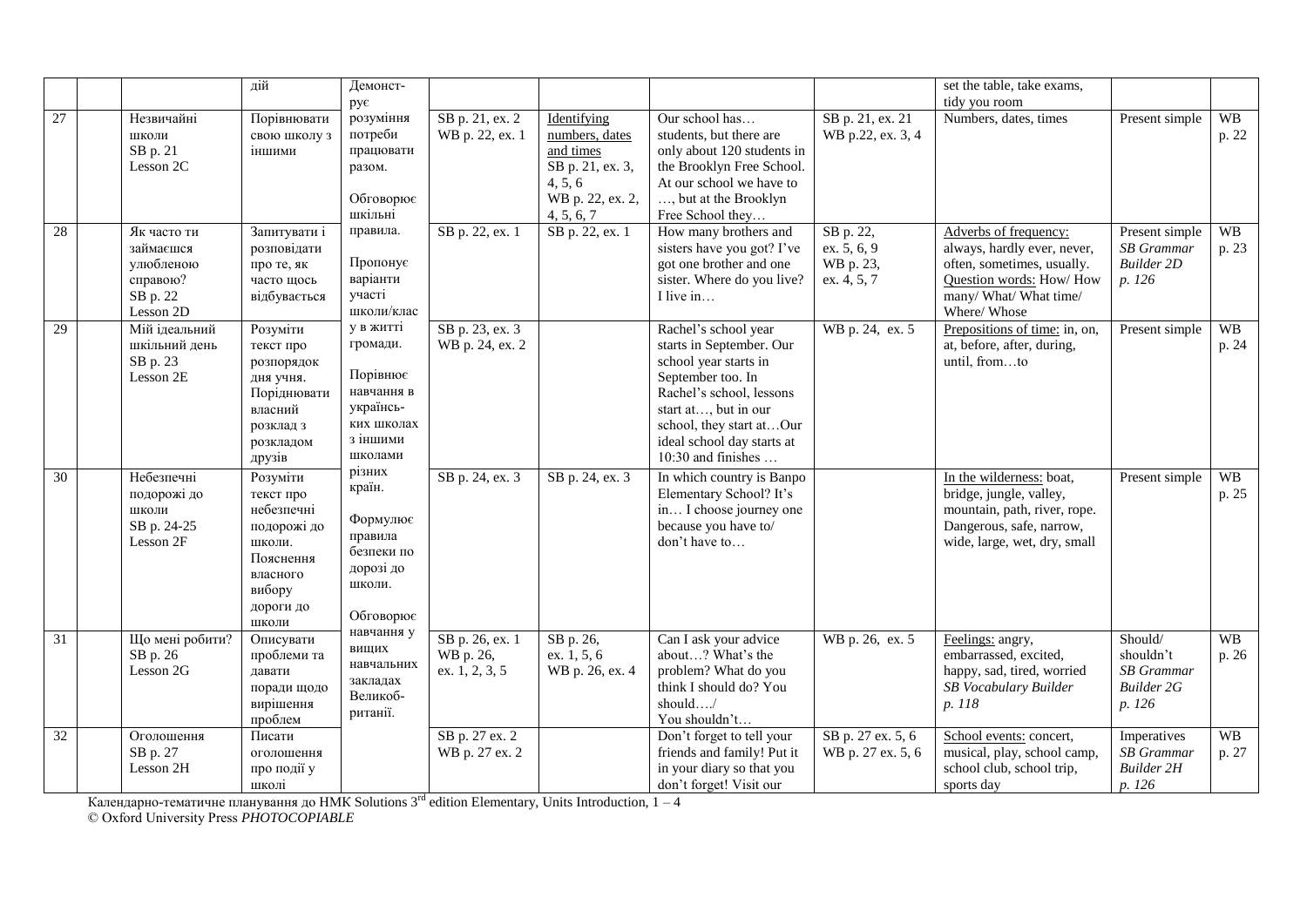| | | | дій | Демонст-рує розуміння потреби працювати разом. Обговорює шкільні правила. Пропонує варіанти участі школи/класу в житті громади. Порівнює навчання в українських школах з іншими школами різних країн. Формулює правила безпеки по дорозі до школи. Обговорює навчання у вищих навчальних закладах Великобританії. | | | | | set the table, take exams, tidy you room | | |
|---|---|---|---|---|---|---|---|---|---|---|---|
| 27 | | Незвичайні школи SB p. 21 Lesson 2C | Порівнювати свою школу з іншими | | SB p. 21, ex. 2 WB p. 22, ex. 1 | Identifying numbers, dates and times SB p. 21, ex. 3, 4, 5, 6 WB p. 22, ex. 2, 4, 5, 6, 7 | Our school has… students, but there are only about 120 students in the Brooklyn Free School. At our school we have to …, but at the Brooklyn Free School they… | SB p. 21, ex. 21 WB p.22, ex. 3, 4 | Numbers, dates, times | Present simple | WB p. 22 |
| 28 | | Як часто ти займаєшся улюбленою справою? SB p. 22 Lesson 2D | Запитувати і розповідати про те, як часто щось відбувається | | SB p. 22, ex. 1 | SB p. 22, ex. 1 | How many brothers and sisters have you got? I've got one brother and one sister. Where do you live? I live in… | SB p. 22, ex. 5, 6, 9 WB p. 23, ex. 4, 5, 7 | Adverbs of frequency: always, hardly ever, never, often, sometimes, usually. Question words: How/ How many/ What/ What time/ Where/ Whose | Present simple *SB Grammar Builder 2D p. 126* | WB p. 23 |
| 29 | | Мій ідеальний шкільний день SB p. 23 Lesson 2E | Розуміти текст про розпорядок дня учня. Порівнювати власний розклад з розкладом друзів | | SB p. 23, ex. 3 WB p. 24, ex. 2 | | Rachel's school year starts in September. Our school year starts in September too. In Rachel's school, lessons start at…, but in our school, they start at…Our ideal school day starts at 10:30 and finishes … | WB p. 24, ex. 5 | Prepositions of time: in, on, at, before, after, during, until, from…to | Present simple | WB p. 24 |
| 30 | | Небезпечні подорожі до школи SB p. 24-25 Lesson 2F | Розуміти текст про небезпечні подорожі до школи. Пояснення власного вибору дороги до школи | | SB p. 24, ex. 3 | SB p. 24, ex. 3 | In which country is Banpo Elementary School? It's in… I choose journey one because you have to/ don't have to… | | In the wilderness: boat, bridge, jungle, valley, mountain, path, river, rope. Dangerous, safe, narrow, wide, large, wet, dry, small | Present simple | WB p. 25 |
| 31 | | Що мені робити? SB p. 26 Lesson 2G | Описувати проблеми та давати поради щодо вирішення проблем | | SB p. 26, ex. 1 WB p. 26, ex. 1, 2, 3, 5 | SB p. 26, ex. 1, 5, 6 WB p. 26, ex. 4 | Can I ask your advice about…? What's the problem? What do you think I should do? You should…./ You shouldn't… | WB p. 26, ex. 5 | Feelings: angry, embarrassed, excited, happy, sad, tired, worried *SB Vocabulary Builder p. 118* | Should/ shouldn't *SB Grammar Builder 2G p. 126* | WB p. 26 |
| 32 | | Оголошення SB p. 27 Lesson 2H | Писати оголошення про події у школі | | SB p. 27 ex. 2 WB p. 27 ex. 2 | | Don't forget to tell your friends and family! Put it in your diary so that you don't forget! Visit our | SB p. 27 ex. 5, 6 WB p. 27 ex. 5, 6 | School events: concert, musical, play, school camp, school club, school trip, sports day | Imperatives *SB Grammar Builder 2H p. 126* | WB p. 27 |

Календарно-тематичне планування до НМК Solutions 3rd edition Elementary, Units Introduction, 1 – 4
© Oxford University Press *PHOTOCOPIABLE*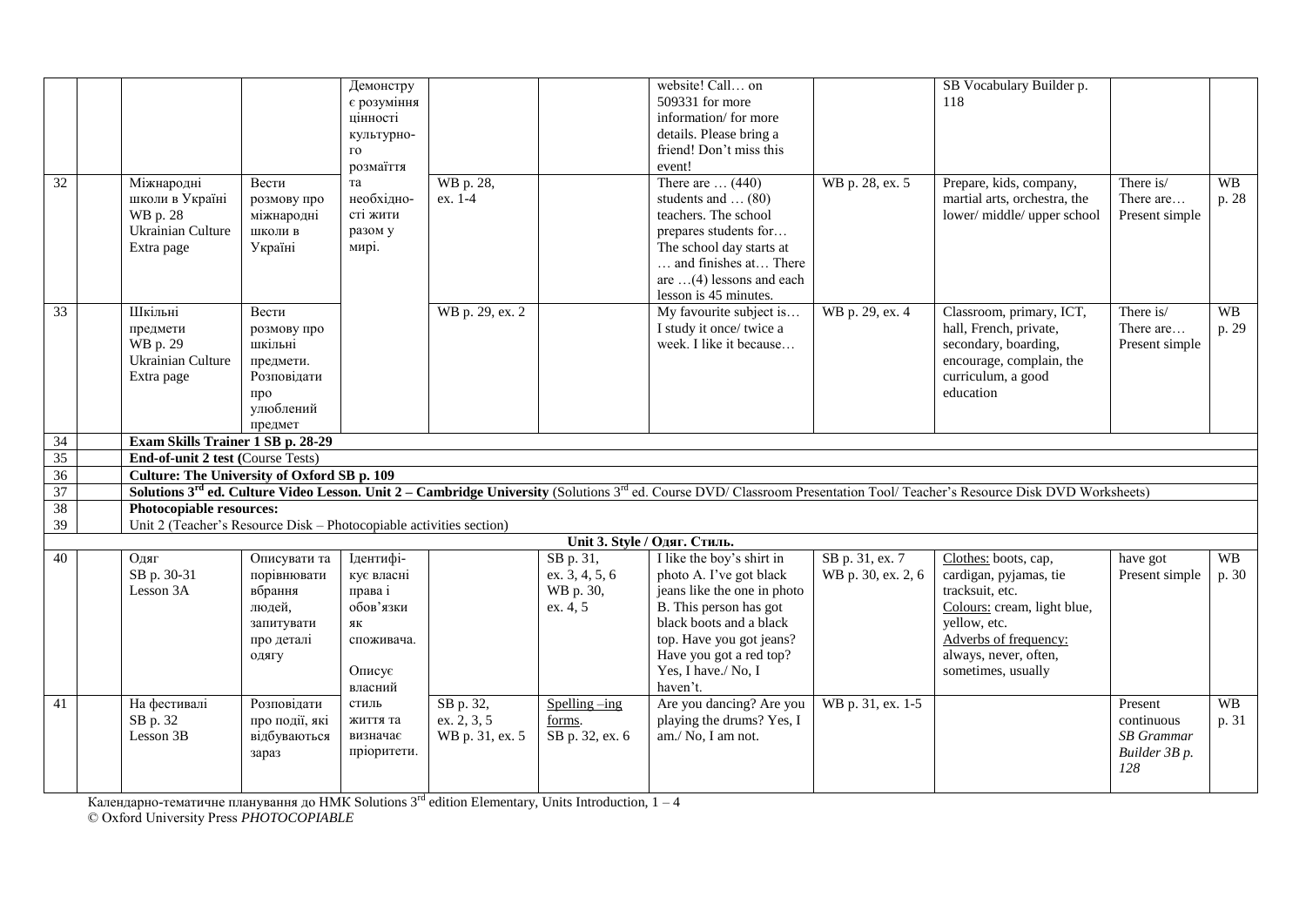| | | | | Демонструє розуміння цінності культурного розмаїття та необхідності жити разом у мирі. | | | website! Call… on 509331 for more information/ for more details. Please bring a friend! Don't miss this event! | | SB Vocabulary Builder p. 118 | | |
|---|---|---|---|---|---|---|---|---|---|---|---|
| 32 | | Міжнародні школи в Україні WB p. 28 Ukrainian Culture Extra page | Вести розмову про міжнародні школи в Україні | | WB p. 28, ex. 1-4 | | There are … (440) students and … (80) teachers. The school prepares students for… The school day starts at … and finishes at… There are …(4) lessons and each lesson is 45 minutes. | WB p. 28, ex. 5 | Prepare, kids, company, martial arts, orchestra, the lower/ middle/ upper school | There is/ There are… Present simple | WB p. 28 |
| 33 | | Шкільні предмети WB p. 29 Ukrainian Culture Extra page | Вести розмову про шкільні предмети. Розповідати про улюблений предмет | | WB p. 29, ex. 2 | | My favourite subject is… I study it once/ twice a week. I like it because… | WB p. 29, ex. 4 | Classroom, primary, ICT, hall, French, private, secondary, boarding, encourage, complain, the curriculum, a good education | There is/ There are… Present simple | WB p. 29 |
| 34 | | **Exam Skills Trainer 1 SB p. 28-29** | | | | | | | | | |
| 35 | | **End-of-unit 2 test** (Course Tests) | | | | | | | | | |
| 36 | | **Culture: The University of Oxford SB p. 109** | | | | | | | | | |
| 37 | | **Solutions 3rd ed. Culture Video Lesson. Unit 2 – Cambridge University** (Solutions 3rd ed. Course DVD/ Classroom Presentation Tool/ Teacher's Resource Disk DVD Worksheets) | | | | | | | | | |
| 38 | | **Photocopiable resources:** | | | | | | | | | |
| 39 | | Unit 2 (Teacher's Resource Disk – Photocopiable activities section) | | | | | | | | | |
| | | **Unit 3. Style / Одяг. Стиль.** | | | | | | | | | |
| 40 | | Одяг SB p. 30-31 Lesson 3A | Описувати та порівнювати вбрання людей, запитувати про деталі одягу | Ідентифікує власні права і обов'язки як споживача. Описує власний стиль життя та визначає пріоритети. | | SB p. 31, ex. 3, 4, 5, 6 WB p. 30, ex. 4, 5 | I like the boy's shirt in photo A. I've got black jeans like the one in photo B. This person has got black boots and a black top. Have you got jeans? Have you got a red top? Yes, I have./ No, I haven't. | SB p. 31, ex. 7 WB p. 30, ex. 2, 6 | Clothes: boots, cap, cardigan, pyjamas, tie tracksuit, etc. Colours: cream, light blue, yellow, etc. Adverbs of frequency: always, never, often, sometimes, usually | have got Present simple | WB p. 30 |
| 41 | | На фестивалі SB p. 32 Lesson 3B | Розповідати про події, які відбуваються зараз | | SB p. 32, ex. 2, 3, 5 WB p. 31, ex. 5 | Spelling –ing forms. SB p. 32, ex. 6 | Are you dancing? Are you playing the drums? Yes, I am./ No, I am not. | WB p. 31, ex. 1-5 | | Present continuous *SB Grammar Builder 3B p. 128* | WB p. 31 |

Календарно-тематичне планування до НМК Solutions 3rd edition Elementary, Units Introduction, 1 – 4
© Oxford University Press *PHOTOCOPIABLE*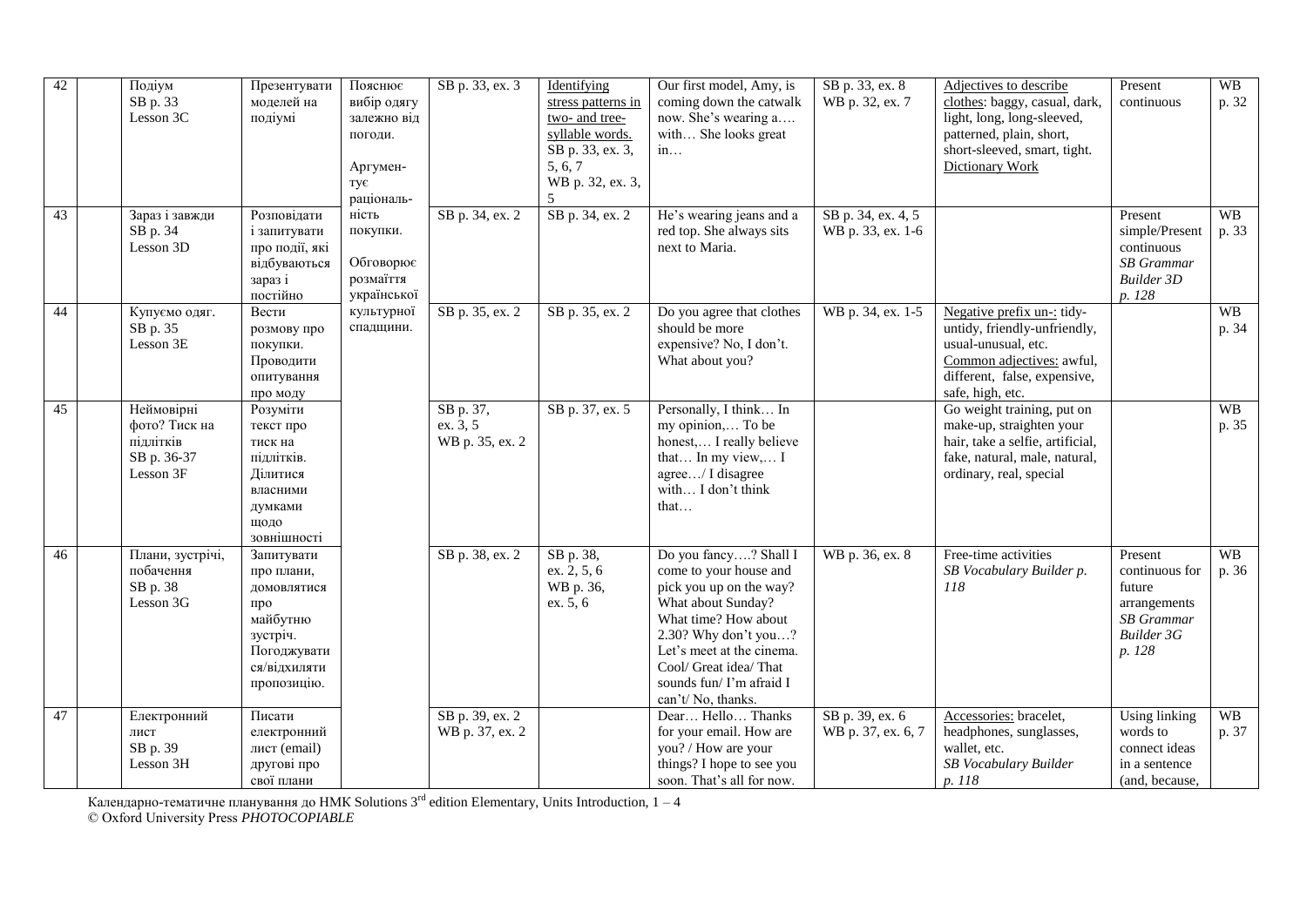| 42 | | Подіум SB p. 33 Lesson 3C | Презентувати моделей на подіумі | Пояснює вибір одягу залежно від погоди. Аргументує раціональність покупки. Обговорює розмаїття української культурної спадщини. | SB p. 33, ex. 3 | Identifying stress patterns in two- and tree-syllable words. SB p. 33, ex. 3, 5, 6, 7 WB p. 32, ex. 3, 5 | Our first model, Amy, is coming down the catwalk now. She's wearing a…. with… She looks great in… | SB p. 33, ex. 8 WB p. 32, ex. 7 | Adjectives to describe clothes: baggy, casual, dark, light, long, long-sleeved, patterned, plain, short, short-sleeved, smart, tight. Dictionary Work | Present continuous | WB p. 32 |
|---|---|---|---|---|---|---|---|---|---|---|---|
| 43 | | Зараз і завжди SB p. 34 Lesson 3D | Розповідати і запитувати про події, які відбуваються зараз і постійно | | SB p. 34, ex. 2 | SB p. 34, ex. 2 | He's wearing jeans and a red top. She always sits next to Maria. | SB p. 34, ex. 4, 5 WB p. 33, ex. 1-6 | | Present simple/Present continuous *SB Grammar Builder 3D p. 128* | WB p. 33 |
| 44 | | Купуємо одяг. SB p. 35 Lesson 3E | Вести розмову про покупки. Проводити опитування про моду | | SB p. 35, ex. 2 | SB p. 35, ex. 2 | Do you agree that clothes should be more expensive? No, I don't. What about you? | WB p. 34, ex. 1-5 | Negative prefix un-: tidy-untidy, friendly-unfriendly, usual-unusual, etc. Common adjectives: awful, different, false, expensive, safe, high, etc. | | WB p. 34 |
| 45 | | Неймовірні фото? Тиск на підлітків SB p. 36-37 Lesson 3F | Розуміти текст про тиск на підлітків. Ділитися власними думками щодо зовнішності | | SB p. 37, ex. 3, 5 WB p. 35, ex. 2 | SB p. 37, ex. 5 | Personally, I think… In my opinion,… To be honest,… I really believe that… In my view,… I agree…/ I disagree with… I don't think that… | | Go weight training, put on make-up, straighten your hair, take a selfie, artificial, fake, natural, male, natural, ordinary, real, special | | WB p. 35 |
| 46 | | Плани, зустрічі, побачення SB p. 38 Lesson 3G | Запитувати про плани, домовлятися про майбутню зустріч. Погоджуватися/відхиляти пропозицію. | | SB p. 38, ex. 2 | SB p. 38, ex. 2, 5, 6 WB p. 36, ex. 5, 6 | Do you fancy….? Shall I come to your house and pick you up on the way? What about Sunday? What time? How about 2.30? Why don't you…? Let's meet at the cinema. Cool/ Great idea/ That sounds fun/ I'm afraid I can't/ No, thanks. | WB p. 36, ex. 8 | Free-time activities *SB Vocabulary Builder p. 118* | Present continuous for future arrangements *SB Grammar Builder 3G p. 128* | WB p. 36 |
| 47 | | Електронний лист SB p. 39 Lesson 3H | Писати електронний лист (email) другові про свої плани | | SB p. 39, ex. 2 WB p. 37, ex. 2 | | Dear… Hello… Thanks for your email. How are you? / How are your things? I hope to see you soon. That's all for now. | SB p. 39, ex. 6 WB p. 37, ex. 6, 7 | Accessories: bracelet, headphones, sunglasses, wallet, etc. *SB Vocabulary Builder p. 118* | Using linking words to connect ideas in a sentence (and, because, | WB p. 37 |

Календарно-тематичне планування до НМК Solutions 3rd edition Elementary, Units Introduction, 1 – 4
© Oxford University Press *PHOTOCOPIABLE*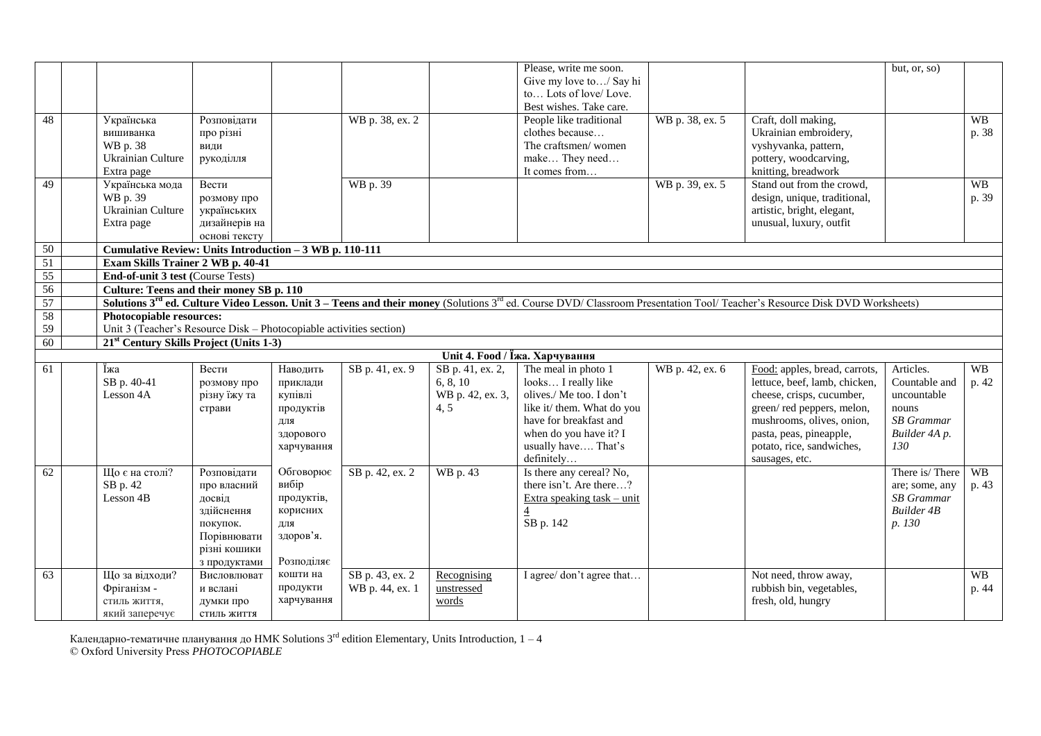| | | | | | | | | | | | |
|---|---|---|---|---|---|---|---|---|---|---|---|
| | | | | | | | Please, write me soon. Give my love to…/ Say hi to… Lots of love/ Love. Best wishes. Take care. | | | but, or, so) | |
| 48 | | Українська вишиванка WB p. 38 Ukrainian Culture Extra page | Розповідати про різні види рукоділля | | WB p. 38, ex. 2 | | People like traditional clothes because… The craftsmen/ women make… They need… It comes from… | WB p. 38, ex. 5 | Craft, doll making, Ukrainian embroidery, vyshyvanka, pattern, pottery, woodcarving, knitting, breadwork | | WB p. 38 |
| 49 | | Українська мода WB p. 39 Ukrainian Culture Extra page | Вести розмову про українських дизайнерів на основі тексту | | WB p. 39 | | | WB p. 39, ex. 5 | Stand out from the crowd, design, unique, traditional, artistic, bright, elegant, unusual, luxury, outfit | | WB p. 39 |
| 50 | | **Cumulative Review: Units Introduction – 3 WB p. 110-111** | | | | | | | | | |
| 51 | | **Exam Skills Trainer 2 WB p. 40-41** | | | | | | | | | |
| 55 | | **End-of-unit 3 test** (Course Tests) | | | | | | | | | |
| 56 | | **Culture: Teens and their money SB p. 110** | | | | | | | | | |
| 57 | | **Solutions 3rd ed. Culture Video Lesson. Unit 3 – Teens and their money** (Solutions 3rd ed. Course DVD/ Classroom Presentation Tool/ Teacher's Resource Disk DVD Worksheets) | | | | | | | | | |
| 58 | | **Photocopiable resources:** | | | | | | | | | |
| 59 | | Unit 3 (Teacher's Resource Disk – Photocopiable activities section) | | | | | | | | | |
| 60 | | **21st Century Skills Project (Units 1-3)** | | | | | | | | | |
| | | | | | | **Unit 4. Food / Їжа. Харчування** | | | | | |
| 61 | | Їжа SB p. 40-41 Lesson 4A | Вести розмову про різну їжу та страви | Наводить приклади купівлі продуктів для здорового харчування | SB p. 41, ex. 9 | SB p. 41, ex. 2, 6, 8, 10 WB p. 42, ex. 3, 4, 5 | The meal in photo 1 looks… I really like olives./ Me too. I don't like it/ them. What do you have for breakfast and when do you have it? I usually have…. That's definitely… | WB p. 42, ex. 6 | Food: apples, bread, carrots, lettuce, beef, lamb, chicken, cheese, crisps, cucumber, green/ red peppers, melon, mushrooms, olives, onion, pasta, peas, pineapple, potato, rice, sandwiches, sausages, etc. | Articles. Countable and uncountable nouns *SB Grammar Builder 4A p. 130* | WB p. 42 |
| 62 | | Що є на столі? SB p. 42 Lesson 4B | Розповідати про власний досвід здійснення покупок. Порівнювати різні кошики з продуктами | Обговорює вибір продуктів, корисних для здоров'я. Розподіляє кошти на продукти харчування | SB p. 42, ex. 2 | WB p. 43 | Is there any cereal? No, there isn't. Are there…? Extra speaking task – unit 4 SB p. 142 | | | There is/ There are; some, any *SB Grammar Builder 4B p. 130* | WB p. 43 |
| 63 | | Що за відходи? Фріганізм - стиль життя, який заперечує | Висловлювати власні думки про стиль життя | | SB p. 43, ex. 2 WB p. 44, ex. 1 | Recognising unstressed words | I agree/ don't agree that… | | Not need, throw away, rubbish bin, vegetables, fresh, old, hungry | | WB p. 44 |

Календарно-тематичне планування до НМК Solutions 3rd edition Elementary, Units Introduction, 1 – 4
© Oxford University Press *PHOTOCOPIABLE*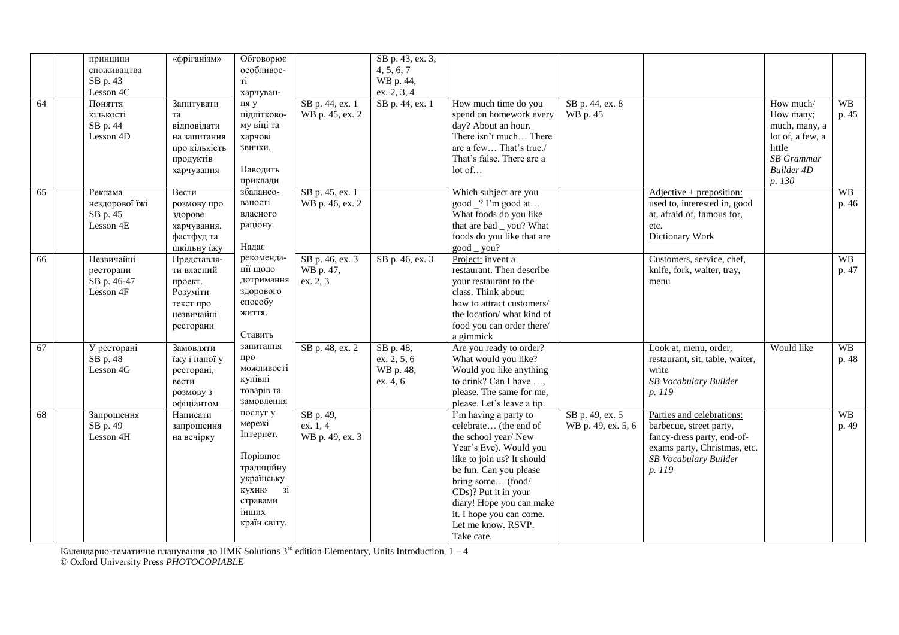|  |  |  |  |  |  |  |  |  |  |  |  |
|---|---|---|---|---|---|---|---|---|---|---|---|
|  |  | принципи споживацтва SB p. 43 Lesson 4C | «фріганізм» | Обговорює особливості харчування у підлітковому віці та харчові звички. Наводить приклади збалансованості власного раціону. Надає рекомендації щодо дотримання здорового способу життя. Ставить запитання про можливості купівлі товарів та замовлення послуг у мережі Інтернет. Порівнює традиційну українську кухню зі стравами інших країн світу. |  | SB p. 43, ex. 3, 4, 5, 6, 7 WB p. 44, ex. 2, 3, 4 |  |  |  |  |  |
| 64 |  | Поняття кількості SB p. 44 Lesson 4D | Запитувати та відповідати на запитання про кількість продуктів харчування |  | SB p. 44, ex. 1 WB p. 45, ex. 2 | SB p. 44, ex. 1 | How much time do you spend on homework every day? About an hour. There isn't much… There are a few… That's true./ That's false. There are a lot of… | SB p. 44, ex. 8 WB p. 45 |  | How much/ How many; much, many, a lot of, a few, a little *SB Grammar Builder 4D p. 130* | WB p. 45 |
| 65 |  | Реклама нездорової їжі SB p. 45 Lesson 4E | Вести розмову про здорове харчування, фастфуд та шкільну їжу |  | SB p. 45, ex. 1 WB p. 46, ex. 2 |  | Which subject are you good _? I'm good at… What foods do you like that are bad _ you? What foods do you like that are good _ you? |  | Adjective + preposition: used to, interested in, good at, afraid of, famous for, etc. Dictionary Work |  | WB p. 46 |
| 66 |  | Незвичайні ресторани SB p. 46-47 Lesson 4F | Представляти власний проект. Розуміти текст про незвичайні ресторани |  | SB p. 46, ex. 3 WB p. 47, ex. 2, 3 | SB p. 46, ex. 3 | Project: invent a restaurant. Then describe your restaurant to the class. Think about: how to attract customers/ the location/ what kind of food you can order there/ a gimmick |  | Customers, service, chef, knife, fork, waiter, tray, menu |  | WB p. 47 |
| 67 |  | У ресторані SB p. 48 Lesson 4G | Замовляти їжу і напої у ресторані, вести розмову з офіціантом |  | SB p. 48, ex. 2 | SB p. 48, ex. 2, 5, 6 WB p. 48, ex. 4, 6 | Are you ready to order? What would you like? Would you like anything to drink? Can I have …, please. The same for me, please. Let's leave a tip. |  | Look at, menu, order, restaurant, sit, table, waiter, write *SB Vocabulary Builder p. 119* | Would like | WB p. 48 |
| 68 |  | Запрошення SB p. 49 Lesson 4H | Написати запрошення на вечірку |  | SB p. 49, ex. 1, 4 WB p. 49, ex. 3 |  | I'm having a party to celebrate… (the end of the school year/ New Year's Eve). Would you like to join us? It should be fun. Can you please bring some… (food/ CDs)? Put it in your diary! Hope you can make it. I hope you can come. Let me know. RSVP. Take care. | SB p. 49, ex. 5 WB p. 49, ex. 5, 6 | Parties and celebrations: barbecue, street party, fancy-dress party, end-of-exams party, Christmas, etc. *SB Vocabulary Builder p. 119* |  | WB p. 49 |

Календарно-тематичне планування до НМК Solutions 3rd edition Elementary, Units Introduction, 1 – 4
© Oxford University Press *PHOTOCOPIABLE*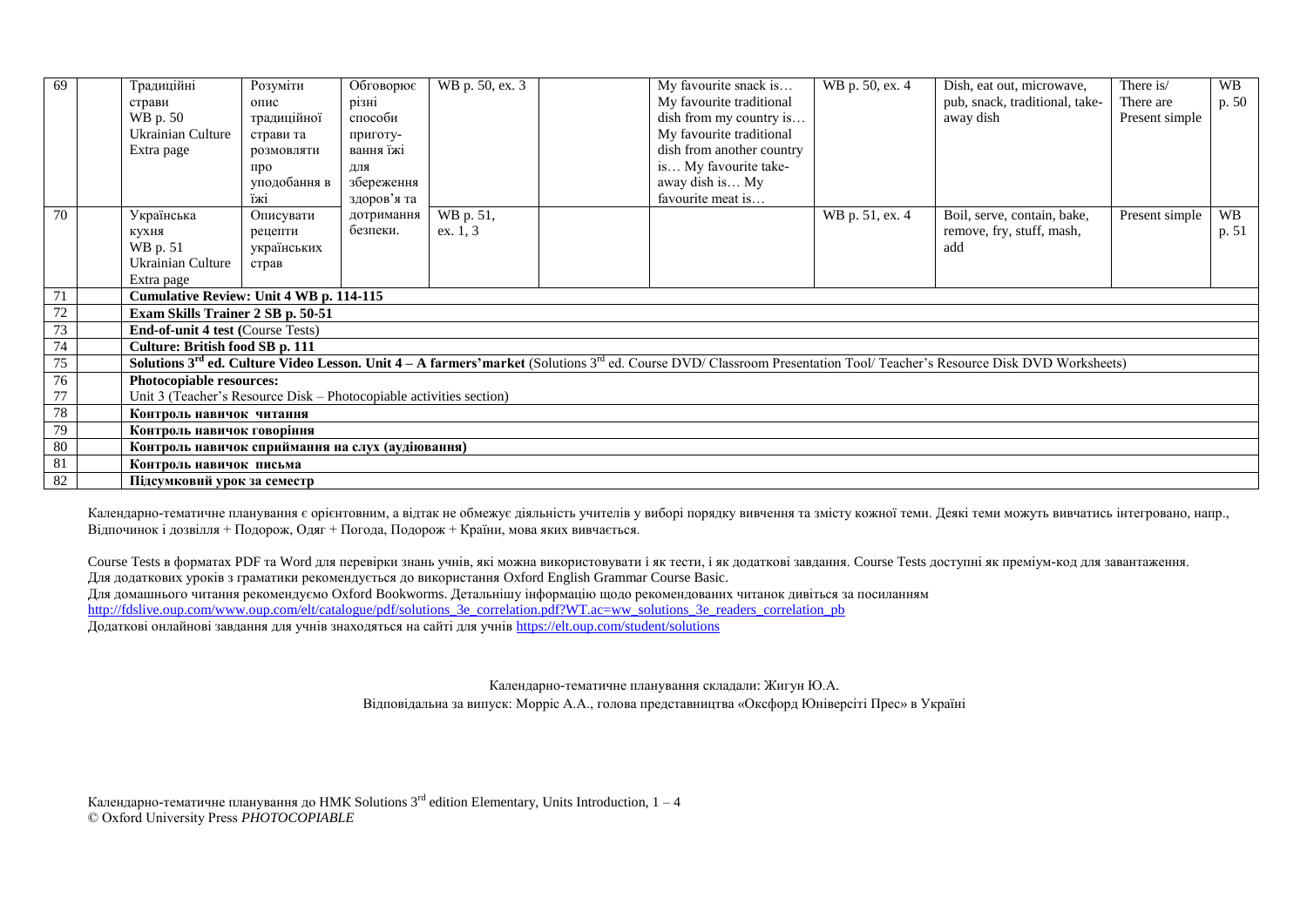| | | | | | | | | | | | | |
|---|---|---|---|---|---|---|---|---|---|---|---|---|
| 69 | | Традиційні страви WB p. 50 Ukrainian Culture Extra page | Розуміти опис традиційної страви та розмовляти про уподобання в їжі | Обговорює різні способи приготування їжі для збереження здоров'я та дотримання безпеки. | WB p. 50, ex. 3 | | My favourite snack is… My favourite traditional dish from my country is… My favourite traditional dish from another country is… My favourite take-away dish is… My favourite meat is… | WB p. 50, ex. 4 | Dish, eat out, microwave, pub, snack, traditional, take-away dish | There is/ There are Present simple | WB p. 50 |
| 70 | | Українська кухня WB p. 51 Ukrainian Culture Extra page | Описувати рецепти українських страв | | WB p. 51, ex. 1, 3 | | | WB p. 51, ex. 4 | Boil, serve, contain, bake, remove, fry, stuff, mash, add | Present simple | WB p. 51 |
| 71 | | **Cumulative Review: Unit 4 WB p. 114-115** | | | | | | | | | |
| 72 | | **Exam Skills Trainer 2 SB p. 50-51** | | | | | | | | | |
| 73 | | **End-of-unit 4 test (**Course Tests) | | | | | | | | | |
| 74 | | **Culture: British food SB p. 111** | | | | | | | | | |
| 75 | | **Solutions 3rd ed. Culture Video Lesson. Unit 4 – A farmers' market** (Solutions 3rd ed. Course DVD/ Classroom Presentation Tool/ Teacher's Resource Disk DVD Worksheets) | | | | | | | | | |
| 76 | | **Photocopiable resources:** | | | | | | | | | |
| 77 | | Unit 3 (Teacher's Resource Disk – Photocopiable activities section) | | | | | | | | | |
| 78 | | **Контроль навичок читання** | | | | | | | | | |
| 79 | | **Контроль навичок говоріння** | | | | | | | | | |
| 80 | | **Контроль навичок сприймання на слух (аудіювання)** | | | | | | | | | |
| 81 | | **Контроль навичок письма** | | | | | | | | | |
| 82 | | **Підсумковий урок за семестр** | | | | | | | | | |

Календарно-тематичне планування є орієнтовним, а відтак не обмежує діяльність учителів у виборі порядку вивчення та змісту кожної теми. Деякі теми можуть вивчатись інтегровано, напр., Відпочинок і дозвілля + Подорож, Одяг + Погода, Подорож + Країни, мова яких вивчається.

Course Tests в форматах PDF та Word для перевірки знань учнів, які можна використовувати і як тести, і як додаткові завдання. Course Tests доступні як преміум-код для завантаження.
Для додаткових уроків з граматики рекомендується до використання Oxford English Grammar Course Basic.
Для домашнього читання рекомендуємо Oxford Bookworms. Детальнішу інформацію щодо рекомендованих читанок дивіться за посиланням
http://fdslive.oup.com/www.oup.com/elt/catalogue/pdf/solutions_3e_correlation.pdf?WT.ac=ww_solutions_3e_readers_correlation_pb
Додаткові онлайнові завдання для учнів знаходяться на сайті для учнів https://elt.oup.com/student/solutions

Календарно-тематичне планування складали: Жигун Ю.А.
Відповідальна за випуск: Морріс А.А., голова представництва «Оксфорд Юніверсіті Прес» в Україні